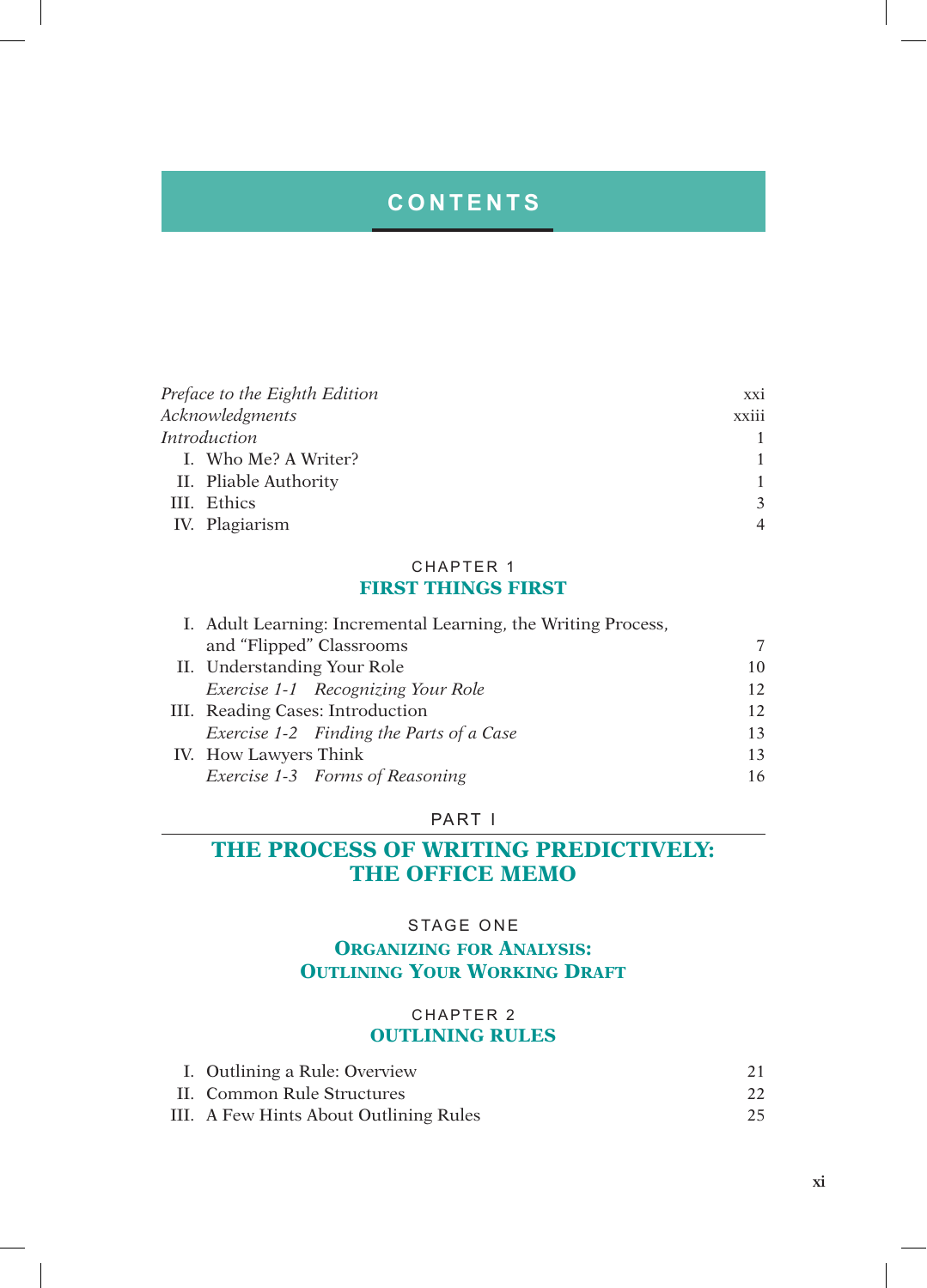# CONTENTS

| | |
|---|---|
| *Preface to the Eighth Edition* | xxi |
| *Acknowledgments* | xxiii |
| *Introduction* | 1 |
| I. Who Me? A Writer? | 1 |
| II. Pliable Authority | 1 |
| III. Ethics | 3 |
| IV. Plagiarism | 4 |

## CHAPTER 1
## FIRST THINGS FIRST

| | |
|---|---|
| I. Adult Learning: Incremental Learning, the Writing Process, and "Flipped" Classrooms | 7 |
| II. Understanding Your Role | 10 |
| *Exercise 1-1 Recognizing Your Role* | 12 |
| III. Reading Cases: Introduction | 12 |
| *Exercise 1-2 Finding the Parts of a Case* | 13 |
| IV. How Lawyers Think | 13 |
| *Exercise 1-3 Forms of Reasoning* | 16 |

## PART I
## THE PROCESS OF WRITING PREDICTIVELY: THE OFFICE MEMO

### STAGE ONE
### ORGANIZING FOR ANALYSIS: OUTLINING YOUR WORKING DRAFT

## CHAPTER 2
## OUTLINING RULES

| | |
|---|---|
| I. Outlining a Rule: Overview | 21 |
| II. Common Rule Structures | 22 |
| III. A Few Hints About Outlining Rules | 25 |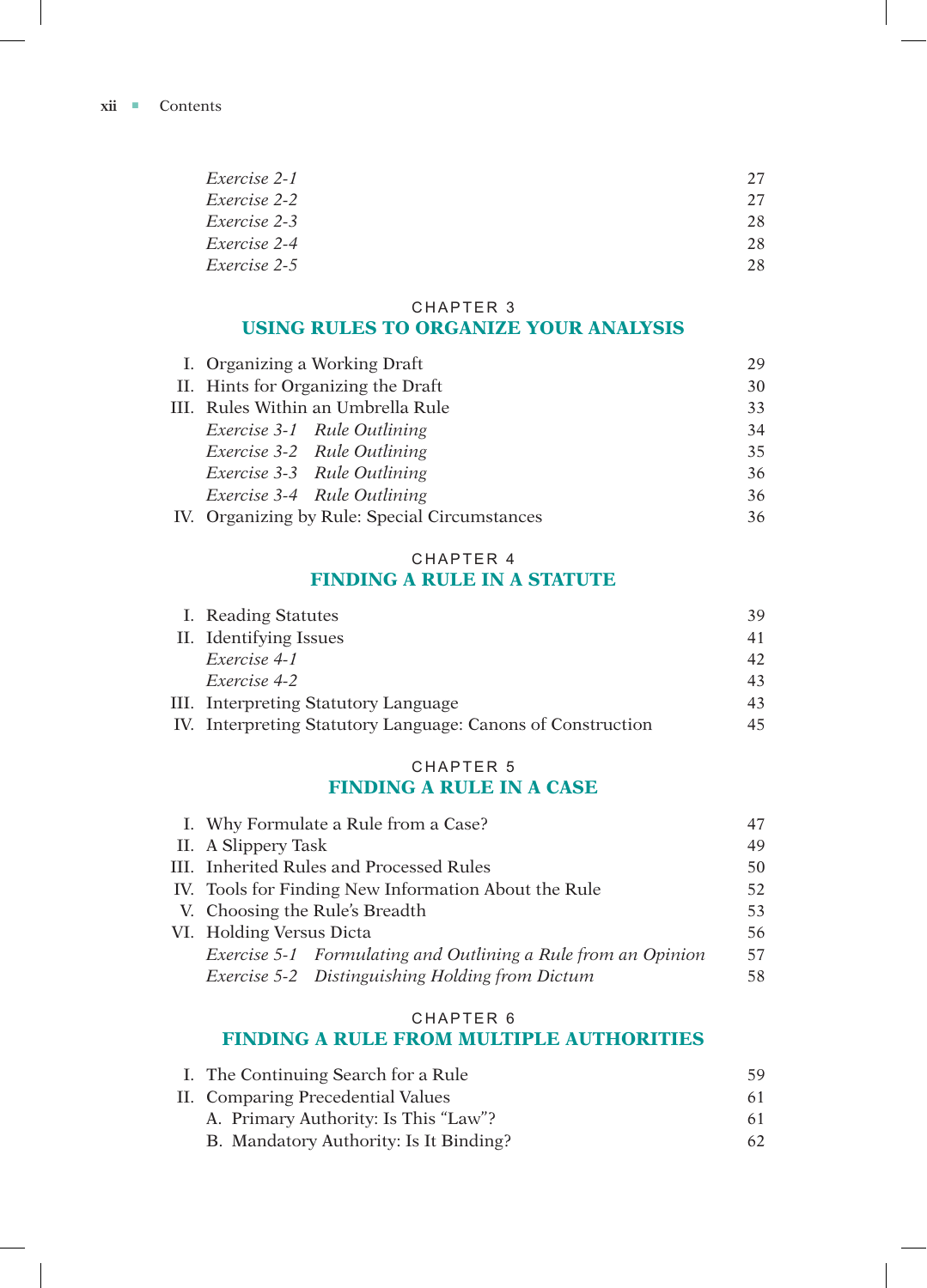*Exercise 2-1* 27
*Exercise 2-2* 27
*Exercise 2-3* 28
*Exercise 2-4* 28
*Exercise 2-5* 28

## CHAPTER 3
## USING RULES TO ORGANIZE YOUR ANALYSIS

I. Organizing a Working Draft 29
II. Hints for Organizing the Draft 30
III. Rules Within an Umbrella Rule 33
*Exercise 3-1 Rule Outlining* 34
*Exercise 3-2 Rule Outlining* 35
*Exercise 3-3 Rule Outlining* 36
*Exercise 3-4 Rule Outlining* 36
IV. Organizing by Rule: Special Circumstances 36

## CHAPTER 4
## FINDING A RULE IN A STATUTE

I. Reading Statutes 39
II. Identifying Issues 41
*Exercise 4-1* 42
*Exercise 4-2* 43
III. Interpreting Statutory Language 43
IV. Interpreting Statutory Language: Canons of Construction 45

## CHAPTER 5
## FINDING A RULE IN A CASE

I. Why Formulate a Rule from a Case? 47
II. A Slippery Task 49
III. Inherited Rules and Processed Rules 50
IV. Tools for Finding New Information About the Rule 52
V. Choosing the Rule's Breadth 53
VI. Holding Versus Dicta 56
*Exercise 5-1 Formulating and Outlining a Rule from an Opinion* 57
*Exercise 5-2 Distinguishing Holding from Dictum* 58

## CHAPTER 6
## FINDING A RULE FROM MULTIPLE AUTHORITIES

I. The Continuing Search for a Rule 59
II. Comparing Precedential Values 61
A. Primary Authority: Is This "Law"? 61
B. Mandatory Authority: Is It Binding? 62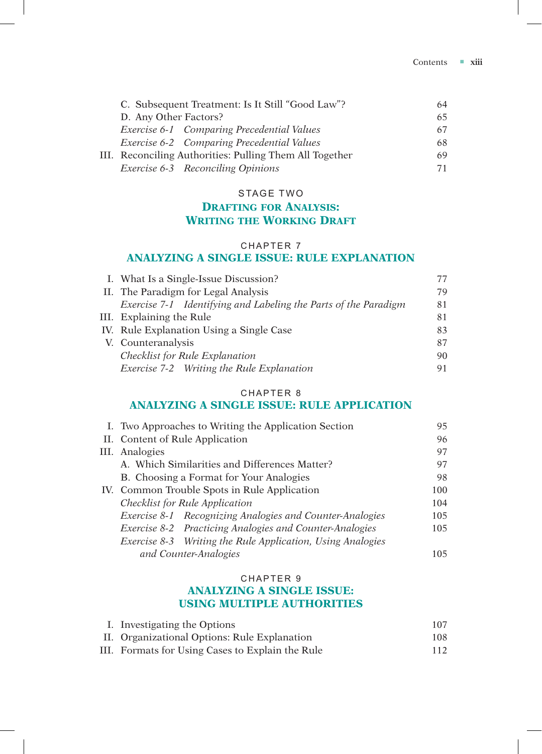C. Subsequent Treatment: Is It Still "Good Law"? 64
D. Any Other Factors? 65
*Exercise 6-1 Comparing Precedential Values* 67
*Exercise 6-2 Comparing Precedential Values* 68
III. Reconciling Authorities: Pulling Them All Together 69
*Exercise 6-3 Reconciling Opinions* 71

## STAGE TWO
## DRAFTING FOR ANALYSIS: WRITING THE WORKING DRAFT

### CHAPTER 7
### ANALYZING A SINGLE ISSUE: RULE EXPLANATION

I. What Is a Single-Issue Discussion? 77
II. The Paradigm for Legal Analysis 79
*Exercise 7-1 Identifying and Labeling the Parts of the Paradigm* 81
III. Explaining the Rule 81
IV. Rule Explanation Using a Single Case 83
V. Counteranalysis 87
*Checklist for Rule Explanation* 90
*Exercise 7-2 Writing the Rule Explanation* 91

### CHAPTER 8
### ANALYZING A SINGLE ISSUE: RULE APPLICATION

I. Two Approaches to Writing the Application Section 95
II. Content of Rule Application 96
III. Analogies 97
A. Which Similarities and Differences Matter? 97
B. Choosing a Format for Your Analogies 98
IV. Common Trouble Spots in Rule Application 100
*Checklist for Rule Application* 104
*Exercise 8-1 Recognizing Analogies and Counter-Analogies* 105
*Exercise 8-2 Practicing Analogies and Counter-Analogies* 105
*Exercise 8-3 Writing the Rule Application, Using Analogies and Counter-Analogies* 105

### CHAPTER 9
### ANALYZING A SINGLE ISSUE: USING MULTIPLE AUTHORITIES

I. Investigating the Options 107
II. Organizational Options: Rule Explanation 108
III. Formats for Using Cases to Explain the Rule 112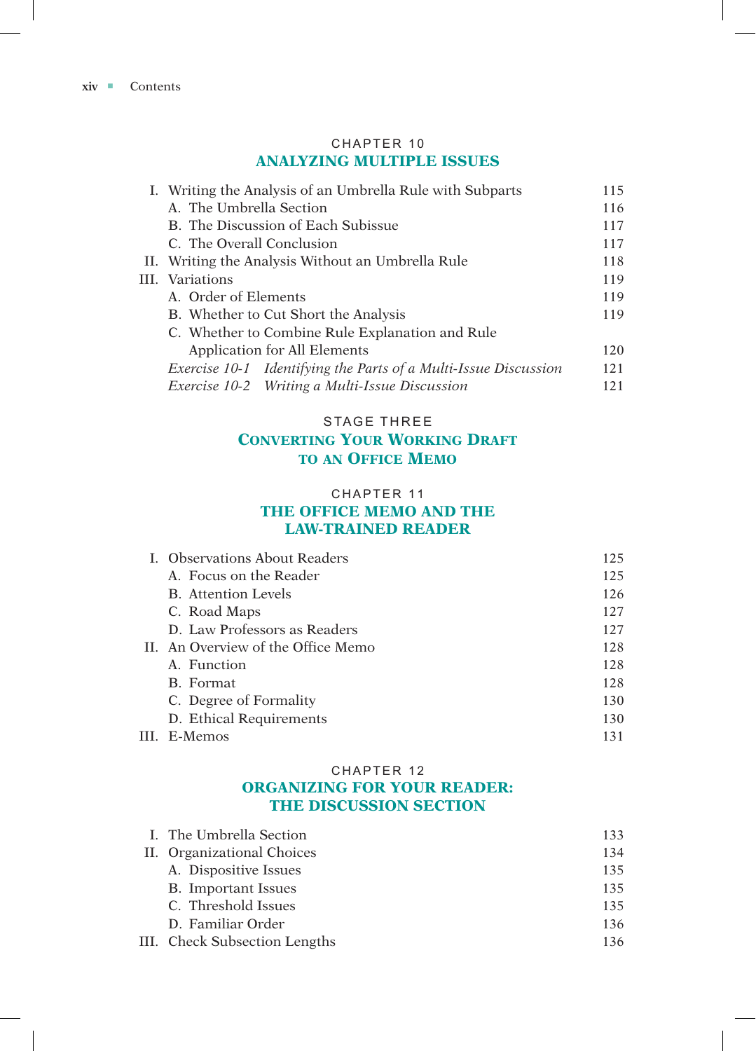## CHAPTER 10
## ANALYZING MULTIPLE ISSUES

I. Writing the Analysis of an Umbrella Rule with Subparts 115
- A. The Umbrella Section 116
- B. The Discussion of Each Subissue 117
- C. The Overall Conclusion 117

II. Writing the Analysis Without an Umbrella Rule 118

III. Variations 119
- A. Order of Elements 119
- B. Whether to Cut Short the Analysis 119
- C. Whether to Combine Rule Explanation and Rule Application for All Elements 120
- *Exercise 10-1 Identifying the Parts of a Multi-Issue Discussion* 121
- *Exercise 10-2 Writing a Multi-Issue Discussion* 121

# STAGE THREE
# CONVERTING YOUR WORKING DRAFT TO AN OFFICE MEMO

## CHAPTER 11
## THE OFFICE MEMO AND THE LAW-TRAINED READER

I. Observations About Readers 125
- A. Focus on the Reader 125
- B. Attention Levels 126
- C. Road Maps 127
- D. Law Professors as Readers 127

II. An Overview of the Office Memo 128
- A. Function 128
- B. Format 128
- C. Degree of Formality 130
- D. Ethical Requirements 130

III. E-Memos 131

## CHAPTER 12
## ORGANIZING FOR YOUR READER: THE DISCUSSION SECTION

I. The Umbrella Section 133

II. Organizational Choices 134
- A. Dispositive Issues 135
- B. Important Issues 135
- C. Threshold Issues 135
- D. Familiar Order 136

III. Check Subsection Lengths 136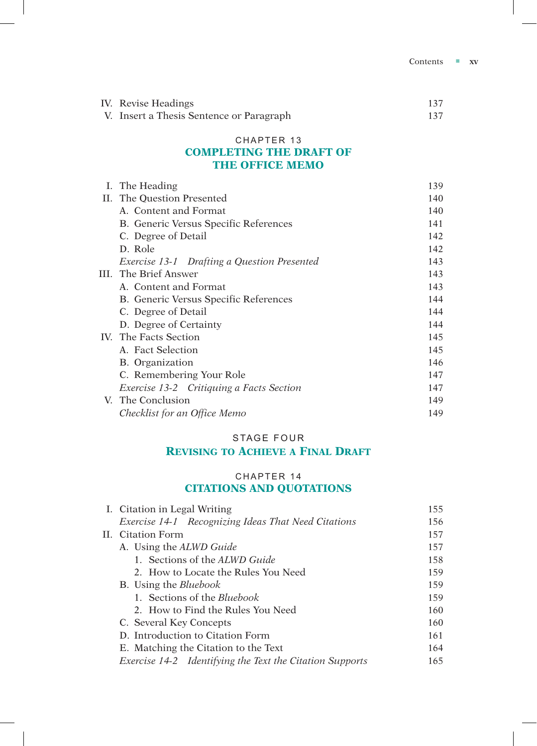IV. Revise Headings 137
V. Insert a Thesis Sentence or Paragraph 137

## CHAPTER 13
## COMPLETING THE DRAFT OF THE OFFICE MEMO

I. The Heading 139
II. The Question Presented 140
  A. Content and Format 140
  B. Generic Versus Specific References 141
  C. Degree of Detail 142
  D. Role 142
  *Exercise 13-1 Drafting a Question Presented* 143
III. The Brief Answer 143
  A. Content and Format 143
  B. Generic Versus Specific References 144
  C. Degree of Detail 144
  D. Degree of Certainty 144
IV. The Facts Section 145
  A. Fact Selection 145
  B. Organization 146
  C. Remembering Your Role 147
  *Exercise 13-2 Critiquing a Facts Section* 147
V. The Conclusion 149
*Checklist for an Office Memo* 149

# STAGE FOUR
# REVISING TO ACHIEVE A FINAL DRAFT

## CHAPTER 14
## CITATIONS AND QUOTATIONS

I. Citation in Legal Writing 155
  *Exercise 14-1 Recognizing Ideas That Need Citations* 156
II. Citation Form 157
  A. Using the *ALWD Guide* 157
    1. Sections of the *ALWD Guide* 158
    2. How to Locate the Rules You Need 159
  B. Using the *Bluebook* 159
    1. Sections of the *Bluebook* 159
    2. How to Find the Rules You Need 160
  C. Several Key Concepts 160
  D. Introduction to Citation Form 161
  E. Matching the Citation to the Text 164
  *Exercise 14-2 Identifying the Text the Citation Supports* 165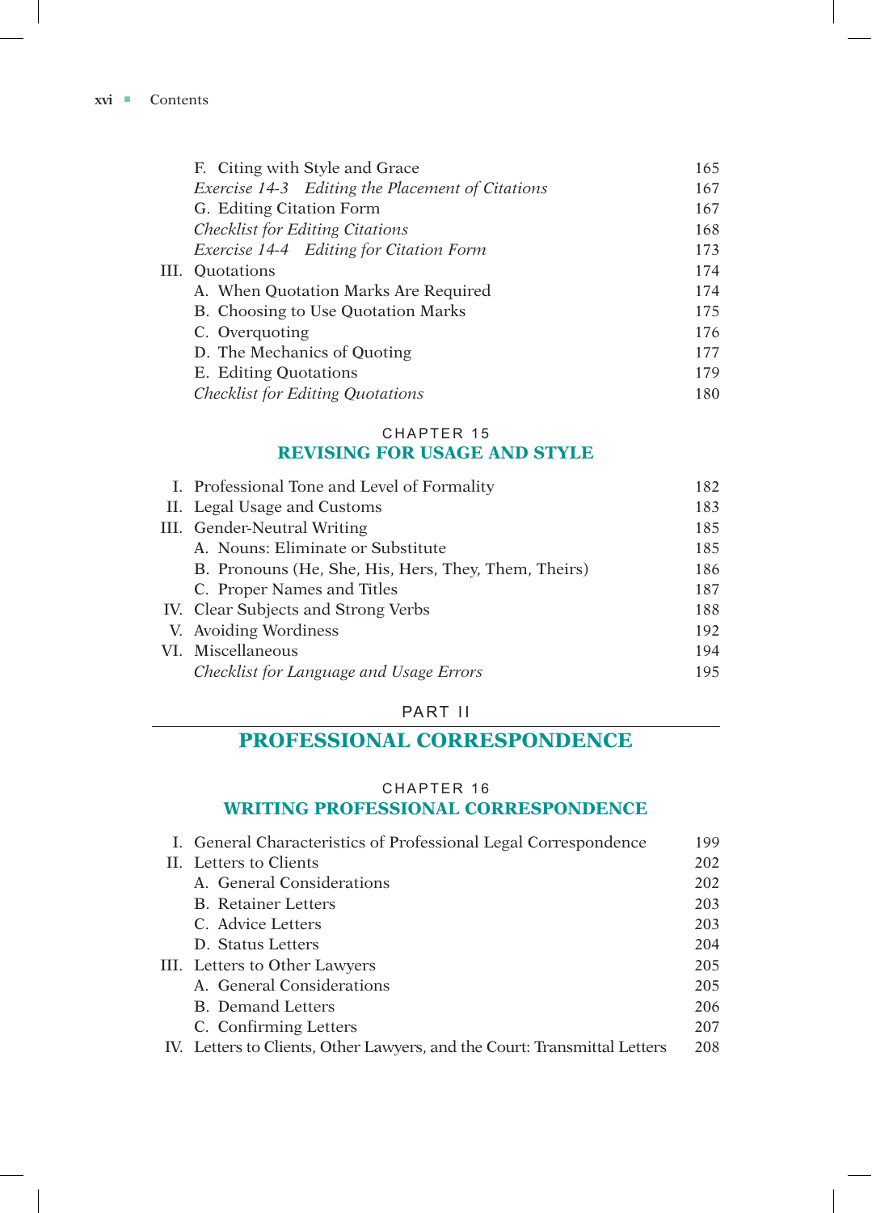F. Citing with Style and Grace 165
*Exercise 14-3 Editing the Placement of Citations* 167
G. Editing Citation Form 167
*Checklist for Editing Citations* 168
*Exercise 14-4 Editing for Citation Form* 173

III. Quotations 174
A. When Quotation Marks Are Required 174
B. Choosing to Use Quotation Marks 175
C. Overquoting 176
D. The Mechanics of Quoting 177
E. Editing Quotations 179
*Checklist for Editing Quotations* 180

## CHAPTER 15
## REVISING FOR USAGE AND STYLE

I. Professional Tone and Level of Formality 182
II. Legal Usage and Customs 183
III. Gender-Neutral Writing 185
A. Nouns: Eliminate or Substitute 185
B. Pronouns (He, She, His, Hers, They, Them, Theirs) 186
C. Proper Names and Titles 187
IV. Clear Subjects and Strong Verbs 188
V. Avoiding Wordiness 192
VI. Miscellaneous 194
*Checklist for Language and Usage Errors* 195

# PART II
# PROFESSIONAL CORRESPONDENCE

## CHAPTER 16
## WRITING PROFESSIONAL CORRESPONDENCE

I. General Characteristics of Professional Legal Correspondence 199
II. Letters to Clients 202
A. General Considerations 202
B. Retainer Letters 203
C. Advice Letters 203
D. Status Letters 204
III. Letters to Other Lawyers 205
A. General Considerations 205
B. Demand Letters 206
C. Confirming Letters 207
IV. Letters to Clients, Other Lawyers, and the Court: Transmittal Letters 208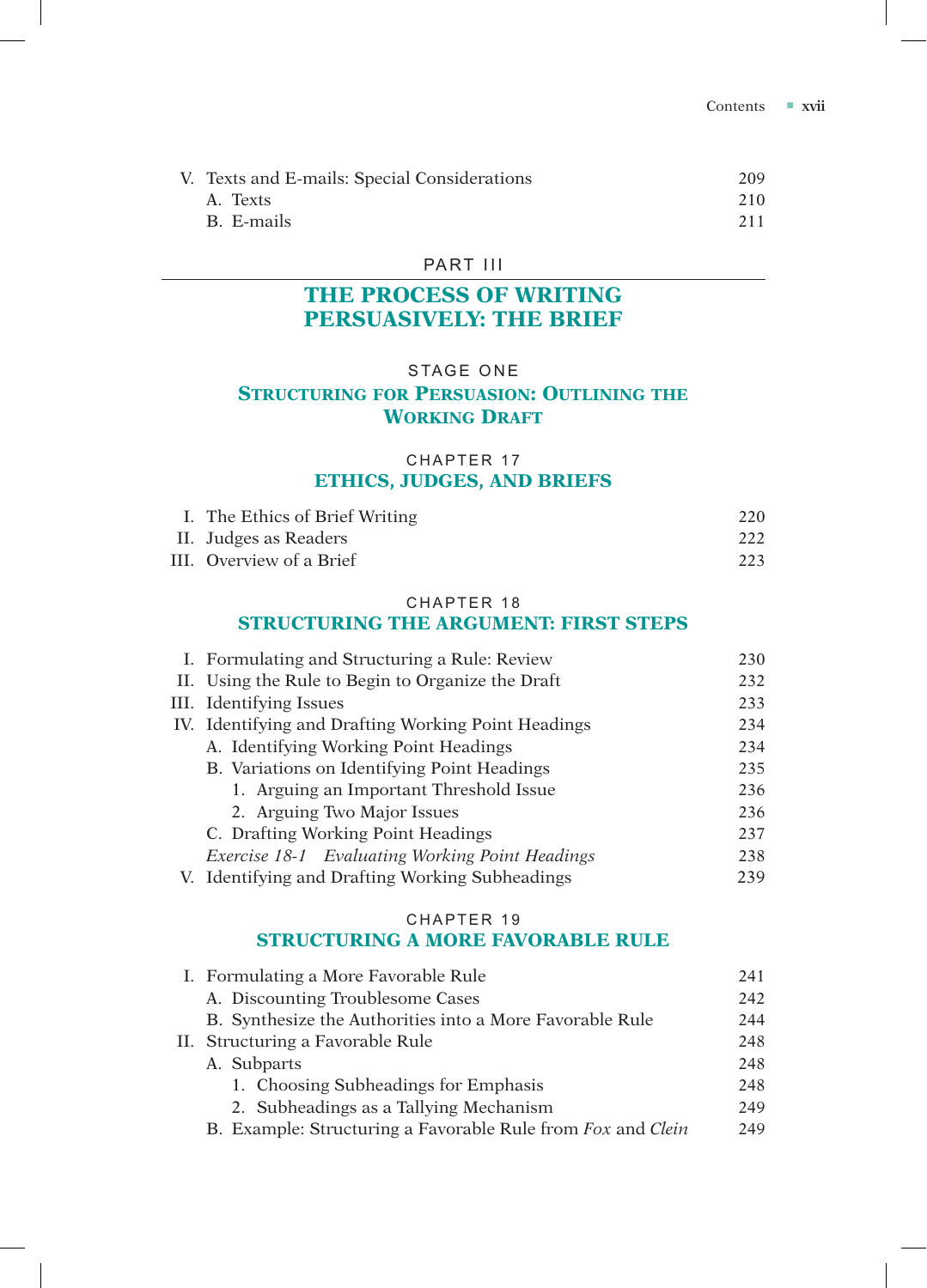V. Texts and E-mails: Special Considerations 209
   A. Texts 210
   B. E-mails 211

PART III

# THE PROCESS OF WRITING PERSUASIVELY: THE BRIEF

STAGE ONE

## STRUCTURING FOR PERSUASION: OUTLINING THE WORKING DRAFT

CHAPTER 17

### ETHICS, JUDGES, AND BRIEFS

I. The Ethics of Brief Writing 220
II. Judges as Readers 222
III. Overview of a Brief 223

CHAPTER 18

### STRUCTURING THE ARGUMENT: FIRST STEPS

I. Formulating and Structuring a Rule: Review 230
II. Using the Rule to Begin to Organize the Draft 232
III. Identifying Issues 233
IV. Identifying and Drafting Working Point Headings 234
   A. Identifying Working Point Headings 234
   B. Variations on Identifying Point Headings 235
      1. Arguing an Important Threshold Issue 236
      2. Arguing Two Major Issues 236
   C. Drafting Working Point Headings 237
   *Exercise 18-1 Evaluating Working Point Headings* 238
V. Identifying and Drafting Working Subheadings 239

CHAPTER 19

### STRUCTURING A MORE FAVORABLE RULE

I. Formulating a More Favorable Rule 241
   A. Discounting Troublesome Cases 242
   B. Synthesize the Authorities into a More Favorable Rule 244
II. Structuring a Favorable Rule 248
   A. Subparts 248
      1. Choosing Subheadings for Emphasis 248
      2. Subheadings as a Tallying Mechanism 249
   B. Example: Structuring a Favorable Rule from *Fox* and *Clein* 249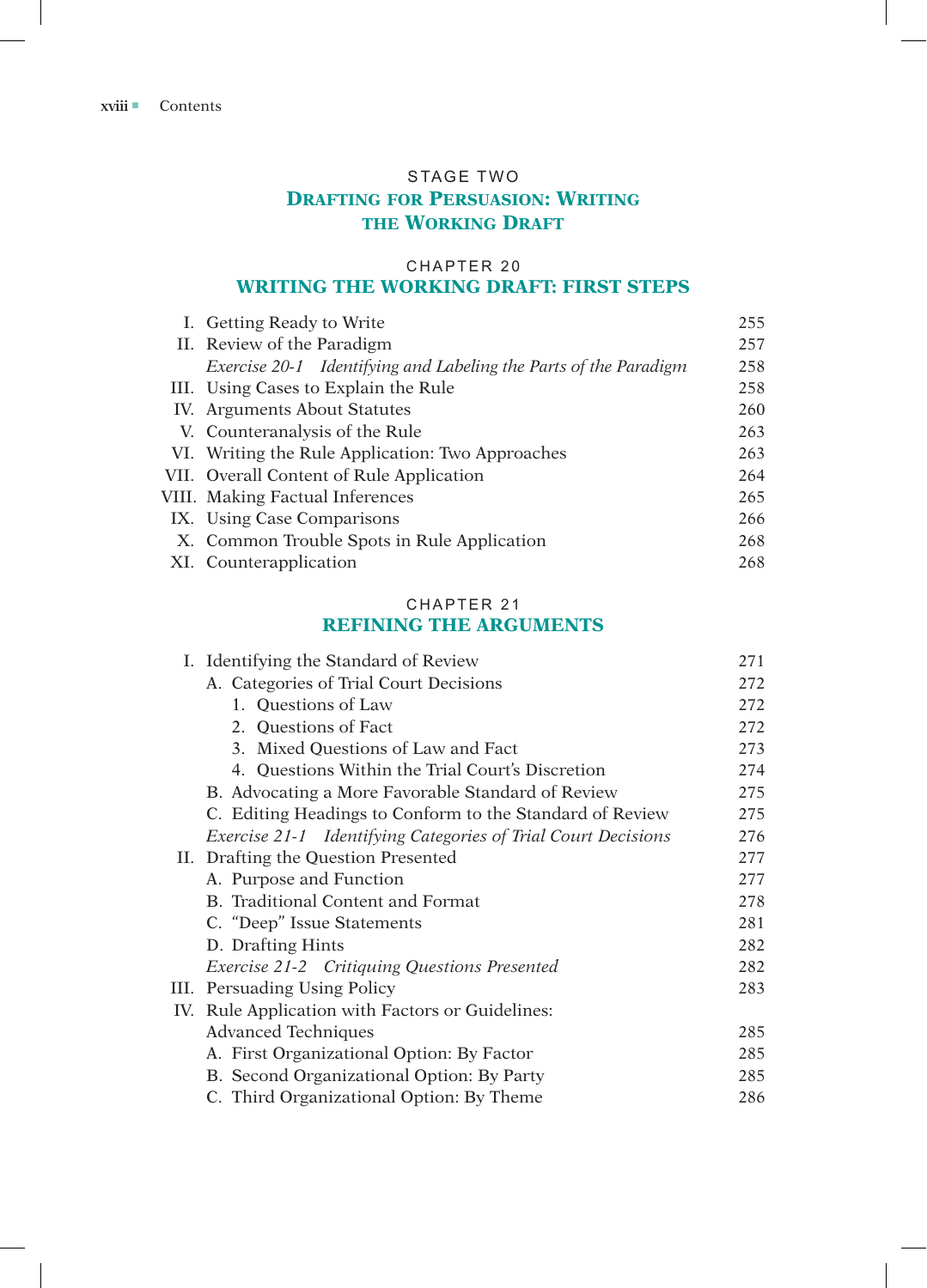## STAGE TWO
## DRAFTING FOR PERSUASION: WRITING THE WORKING DRAFT

### CHAPTER 20
### WRITING THE WORKING DRAFT: FIRST STEPS

| | |
|---|---|
| I. Getting Ready to Write | 255 |
| II. Review of the Paradigm | 257 |
| *Exercise 20-1 Identifying and Labeling the Parts of the Paradigm* | 258 |
| III. Using Cases to Explain the Rule | 258 |
| IV. Arguments About Statutes | 260 |
| V. Counteranalysis of the Rule | 263 |
| VI. Writing the Rule Application: Two Approaches | 263 |
| VII. Overall Content of Rule Application | 264 |
| VIII. Making Factual Inferences | 265 |
| IX. Using Case Comparisons | 266 |
| X. Common Trouble Spots in Rule Application | 268 |
| XI. Counterapplication | 268 |

### CHAPTER 21
### REFINING THE ARGUMENTS

| | |
|---|---|
| I. Identifying the Standard of Review | 271 |
| A. Categories of Trial Court Decisions | 272 |
| 1. Questions of Law | 272 |
| 2. Questions of Fact | 272 |
| 3. Mixed Questions of Law and Fact | 273 |
| 4. Questions Within the Trial Court's Discretion | 274 |
| B. Advocating a More Favorable Standard of Review | 275 |
| C. Editing Headings to Conform to the Standard of Review | 275 |
| *Exercise 21-1 Identifying Categories of Trial Court Decisions* | 276 |
| II. Drafting the Question Presented | 277 |
| A. Purpose and Function | 277 |
| B. Traditional Content and Format | 278 |
| C. "Deep" Issue Statements | 281 |
| D. Drafting Hints | 282 |
| *Exercise 21-2 Critiquing Questions Presented* | 282 |
| III. Persuading Using Policy | 283 |
| IV. Rule Application with Factors or Guidelines: Advanced Techniques | 285 |
| A. First Organizational Option: By Factor | 285 |
| B. Second Organizational Option: By Party | 285 |
| C. Third Organizational Option: By Theme | 286 |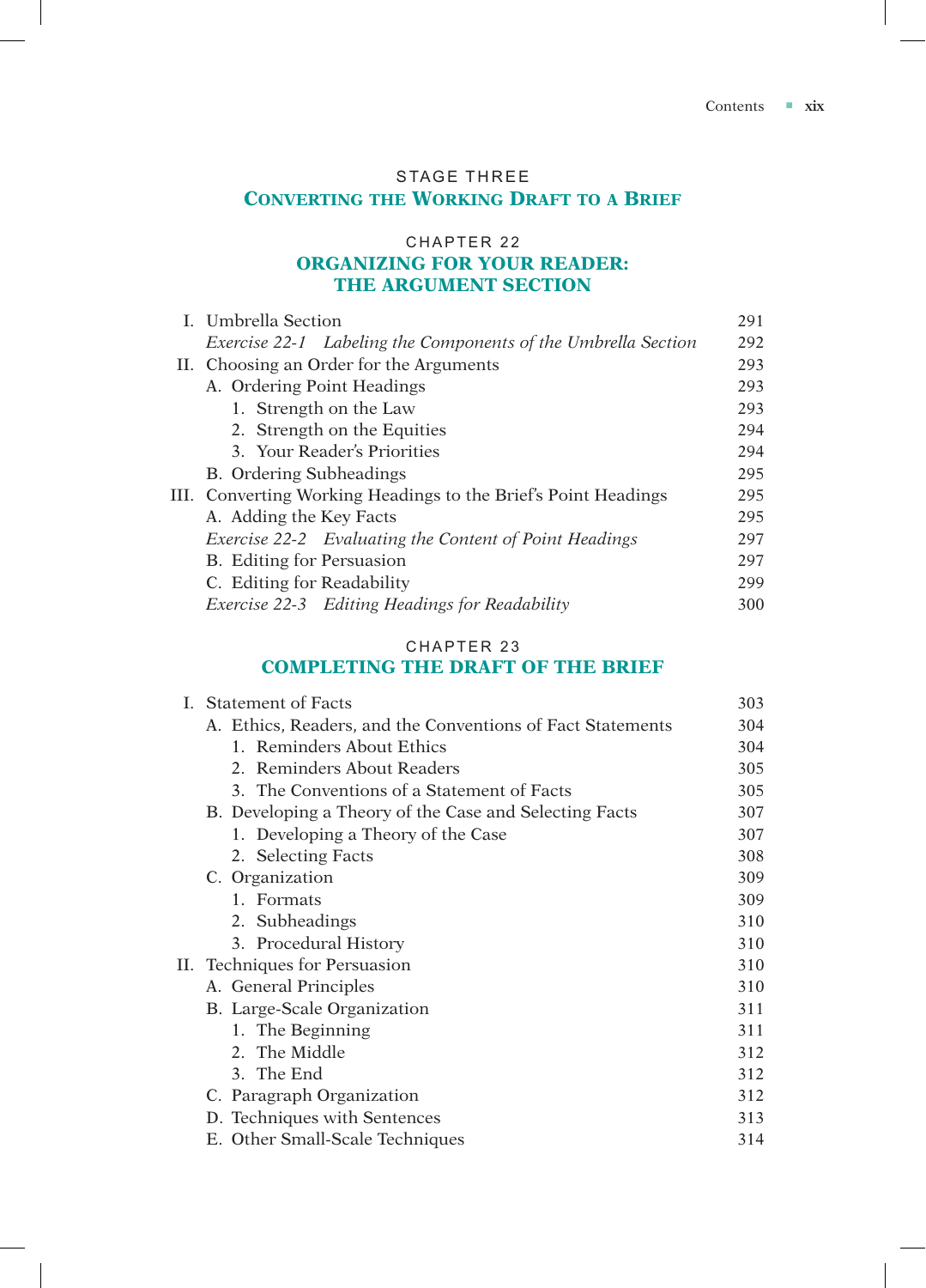## STAGE THREE
## CONVERTING THE WORKING DRAFT TO A BRIEF

### CHAPTER 22
### ORGANIZING FOR YOUR READER: THE ARGUMENT SECTION

| | |
|---|---|
| I. Umbrella Section | 291 |
| *Exercise 22-1 Labeling the Components of the Umbrella Section* | 292 |
| II. Choosing an Order for the Arguments | 293 |
| A. Ordering Point Headings | 293 |
| 1. Strength on the Law | 293 |
| 2. Strength on the Equities | 294 |
| 3. Your Reader's Priorities | 294 |
| B. Ordering Subheadings | 295 |
| III. Converting Working Headings to the Brief's Point Headings | 295 |
| A. Adding the Key Facts | 295 |
| *Exercise 22-2 Evaluating the Content of Point Headings* | 297 |
| B. Editing for Persuasion | 297 |
| C. Editing for Readability | 299 |
| *Exercise 22-3 Editing Headings for Readability* | 300 |

### CHAPTER 23
### COMPLETING THE DRAFT OF THE BRIEF

| | |
|---|---|
| I. Statement of Facts | 303 |
| A. Ethics, Readers, and the Conventions of Fact Statements | 304 |
| 1. Reminders About Ethics | 304 |
| 2. Reminders About Readers | 305 |
| 3. The Conventions of a Statement of Facts | 305 |
| B. Developing a Theory of the Case and Selecting Facts | 307 |
| 1. Developing a Theory of the Case | 307 |
| 2. Selecting Facts | 308 |
| C. Organization | 309 |
| 1. Formats | 309 |
| 2. Subheadings | 310 |
| 3. Procedural History | 310 |
| II. Techniques for Persuasion | 310 |
| A. General Principles | 310 |
| B. Large-Scale Organization | 311 |
| 1. The Beginning | 311 |
| 2. The Middle | 312 |
| 3. The End | 312 |
| C. Paragraph Organization | 312 |
| D. Techniques with Sentences | 313 |
| E. Other Small-Scale Techniques | 314 |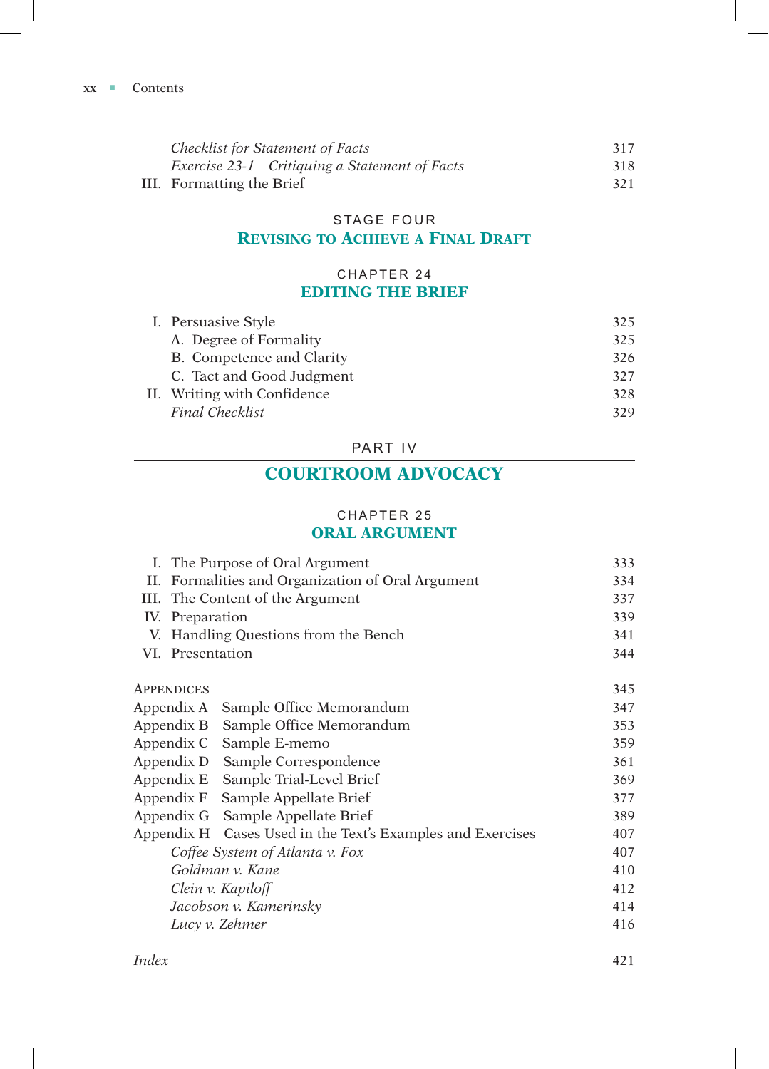*Checklist for Statement of Facts* 317

*Exercise 23-1 Critiquing a Statement of Facts* 318

III. Formatting the Brief 321

## STAGE FOUR
## REVISING TO ACHIEVE A FINAL DRAFT

### CHAPTER 24
### EDITING THE BRIEF

I. Persuasive Style 325

A. Degree of Formality 325

B. Competence and Clarity 326

C. Tact and Good Judgment 327

II. Writing with Confidence 328

*Final Checklist* 329

## PART IV
## COURTROOM ADVOCACY

### CHAPTER 25
### ORAL ARGUMENT

I. The Purpose of Oral Argument 333

II. Formalities and Organization of Oral Argument 334

III. The Content of the Argument 337

IV. Preparation 339

V. Handling Questions from the Bench 341

VI. Presentation 344

APPENDICES 345

Appendix A Sample Office Memorandum 347

Appendix B Sample Office Memorandum 353

Appendix C Sample E-memo 359

Appendix D Sample Correspondence 361

Appendix E Sample Trial-Level Brief 369

Appendix F Sample Appellate Brief 377

Appendix G Sample Appellate Brief 389

Appendix H Cases Used in the Text's Examples and Exercises 407

*Coffee System of Atlanta v. Fox* 407

*Goldman v. Kane* 410

*Clein v. Kapiloff* 412

*Jacobson v. Kamerinsky* 414

*Lucy v. Zehmer* 416

*Index* 421